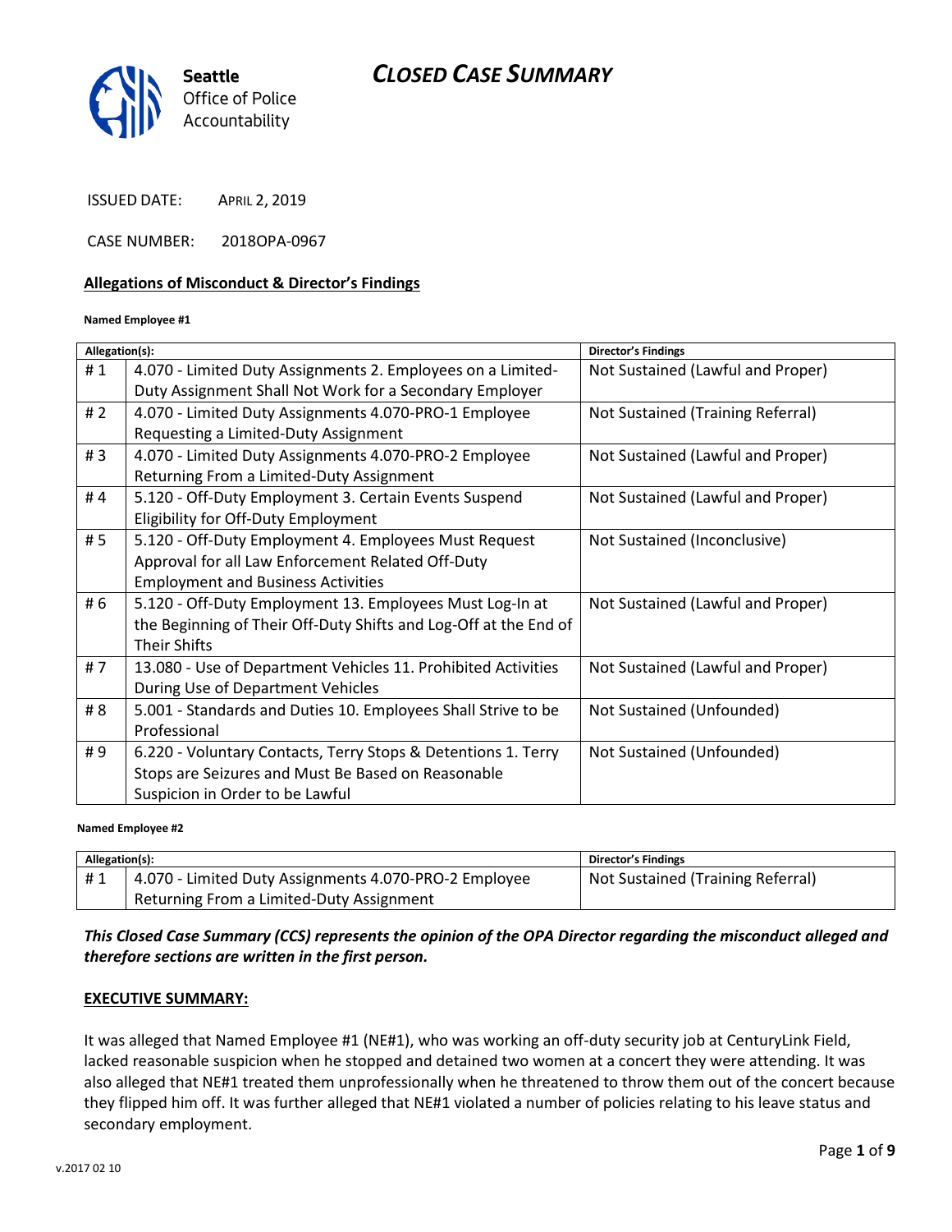# CLOSED CASE SUMMARY

Seattle Office of Police Accountability

ISSUED DATE: April 2, 2019

CASE NUMBER: 2018OPA-0967

## Allegations of Misconduct & Director's Findings

**Named Employee #1**

| Allegation(s): | | Director's Findings |
|---|---|---|
| # 1 | 4.070 - Limited Duty Assignments 2. Employees on a Limited-Duty Assignment Shall Not Work for a Secondary Employer | Not Sustained (Lawful and Proper) |
| # 2 | 4.070 - Limited Duty Assignments 4.070-PRO-1 Employee Requesting a Limited-Duty Assignment | Not Sustained (Training Referral) |
| # 3 | 4.070 - Limited Duty Assignments 4.070-PRO-2 Employee Returning From a Limited-Duty Assignment | Not Sustained (Lawful and Proper) |
| # 4 | 5.120 - Off-Duty Employment 3. Certain Events Suspend Eligibility for Off-Duty Employment | Not Sustained (Lawful and Proper) |
| # 5 | 5.120 - Off-Duty Employment 4. Employees Must Request Approval for all Law Enforcement Related Off-Duty Employment and Business Activities | Not Sustained (Inconclusive) |
| # 6 | 5.120 - Off-Duty Employment 13. Employees Must Log-In at the Beginning of Their Off-Duty Shifts and Log-Off at the End of Their Shifts | Not Sustained (Lawful and Proper) |
| # 7 | 13.080 - Use of Department Vehicles 11. Prohibited Activities During Use of Department Vehicles | Not Sustained (Lawful and Proper) |
| # 8 | 5.001 - Standards and Duties 10. Employees Shall Strive to be Professional | Not Sustained (Unfounded) |
| # 9 | 6.220 - Voluntary Contacts, Terry Stops & Detentions 1. Terry Stops are Seizures and Must Be Based on Reasonable Suspicion in Order to be Lawful | Not Sustained (Unfounded) |

**Named Employee #2**

| Allegation(s): | | Director's Findings |
|---|---|---|
| # 1 | 4.070 - Limited Duty Assignments 4.070-PRO-2 Employee Returning From a Limited-Duty Assignment | Not Sustained (Training Referral) |

***This Closed Case Summary (CCS) represents the opinion of the OPA Director regarding the misconduct alleged and therefore sections are written in the first person.***

## EXECUTIVE SUMMARY:

It was alleged that Named Employee #1 (NE#1), who was working an off-duty security job at CenturyLink Field, lacked reasonable suspicion when he stopped and detained two women at a concert they were attending. It was also alleged that NE#1 treated them unprofessionally when he threatened to throw them out of the concert because they flipped him off. It was further alleged that NE#1 violated a number of policies relating to his leave status and secondary employment.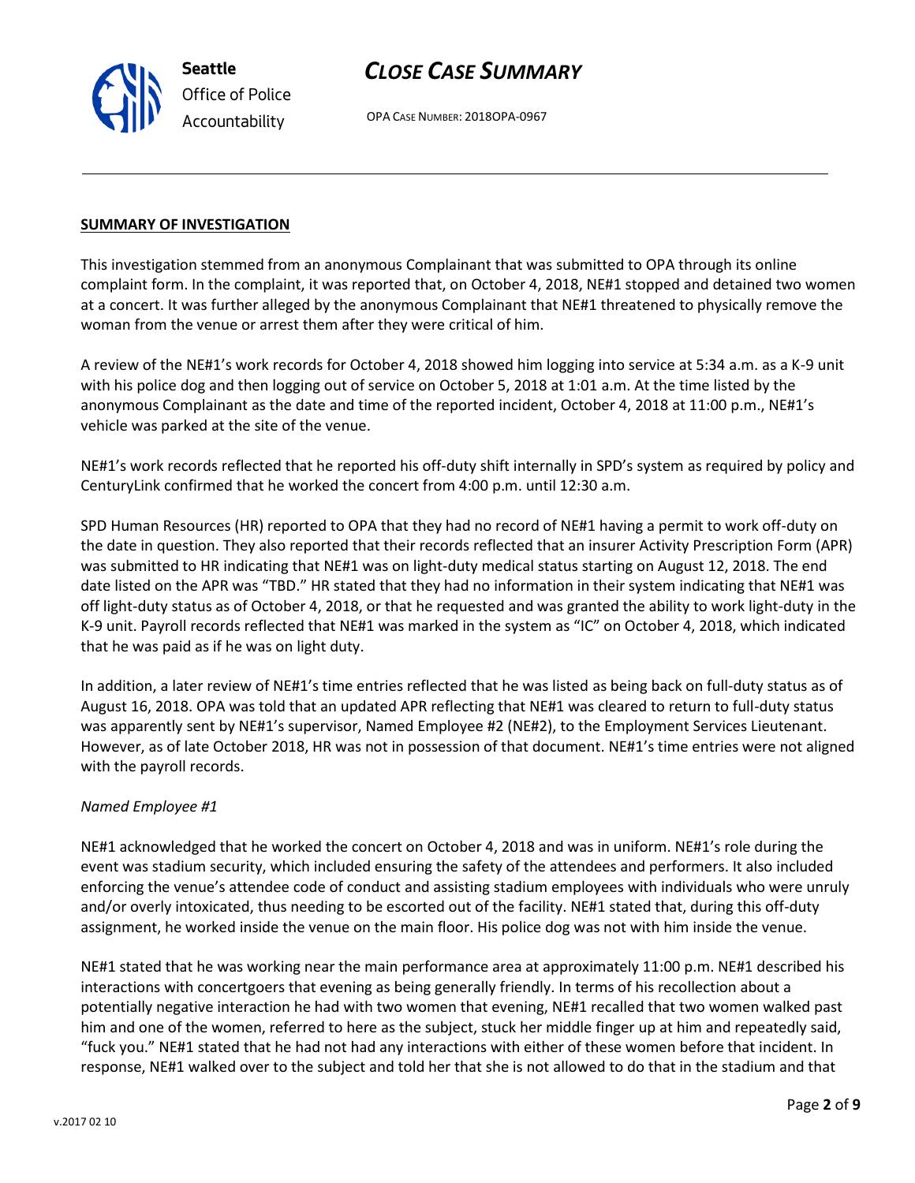**SUMMARY OF INVESTIGATION**

This investigation stemmed from an anonymous Complainant that was submitted to OPA through its online complaint form. In the complaint, it was reported that, on October 4, 2018, NE#1 stopped and detained two women at a concert. It was further alleged by the anonymous Complainant that NE#1 threatened to physically remove the woman from the venue or arrest them after they were critical of him.

A review of the NE#1's work records for October 4, 2018 showed him logging into service at 5:34 a.m. as a K-9 unit with his police dog and then logging out of service on October 5, 2018 at 1:01 a.m. At the time listed by the anonymous Complainant as the date and time of the reported incident, October 4, 2018 at 11:00 p.m., NE#1's vehicle was parked at the site of the venue.

NE#1's work records reflected that he reported his off-duty shift internally in SPD's system as required by policy and CenturyLink confirmed that he worked the concert from 4:00 p.m. until 12:30 a.m.

SPD Human Resources (HR) reported to OPA that they had no record of NE#1 having a permit to work off-duty on the date in question. They also reported that their records reflected that an insurer Activity Prescription Form (APR) was submitted to HR indicating that NE#1 was on light-duty medical status starting on August 12, 2018. The end date listed on the APR was "TBD." HR stated that they had no information in their system indicating that NE#1 was off light-duty status as of October 4, 2018, or that he requested and was granted the ability to work light-duty in the K-9 unit. Payroll records reflected that NE#1 was marked in the system as "IC" on October 4, 2018, which indicated that he was paid as if he was on light duty.

In addition, a later review of NE#1's time entries reflected that he was listed as being back on full-duty status as of August 16, 2018. OPA was told that an updated APR reflecting that NE#1 was cleared to return to full-duty status was apparently sent by NE#1's supervisor, Named Employee #2 (NE#2), to the Employment Services Lieutenant. However, as of late October 2018, HR was not in possession of that document. NE#1's time entries were not aligned with the payroll records.

*Named Employee #1*

NE#1 acknowledged that he worked the concert on October 4, 2018 and was in uniform. NE#1's role during the event was stadium security, which included ensuring the safety of the attendees and performers. It also included enforcing the venue's attendee code of conduct and assisting stadium employees with individuals who were unruly and/or overly intoxicated, thus needing to be escorted out of the facility. NE#1 stated that, during this off-duty assignment, he worked inside the venue on the main floor. His police dog was not with him inside the venue.

NE#1 stated that he was working near the main performance area at approximately 11:00 p.m. NE#1 described his interactions with concertgoers that evening as being generally friendly. In terms of his recollection about a potentially negative interaction he had with two women that evening, NE#1 recalled that two women walked past him and one of the women, referred to here as the subject, stuck her middle finger up at him and repeatedly said, "fuck you." NE#1 stated that he had not had any interactions with either of these women before that incident. In response, NE#1 walked over to the subject and told her that she is not allowed to do that in the stadium and that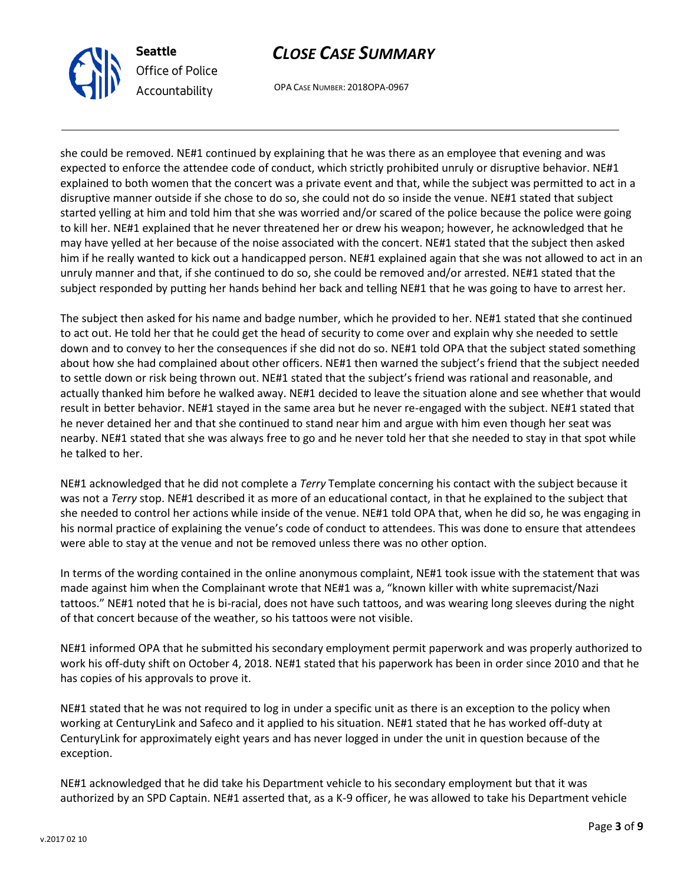she could be removed. NE#1 continued by explaining that he was there as an employee that evening and was expected to enforce the attendee code of conduct, which strictly prohibited unruly or disruptive behavior. NE#1 explained to both women that the concert was a private event and that, while the subject was permitted to act in a disruptive manner outside if she chose to do so, she could not do so inside the venue. NE#1 stated that subject started yelling at him and told him that she was worried and/or scared of the police because the police were going to kill her. NE#1 explained that he never threatened her or drew his weapon; however, he acknowledged that he may have yelled at her because of the noise associated with the concert. NE#1 stated that the subject then asked him if he really wanted to kick out a handicapped person. NE#1 explained again that she was not allowed to act in an unruly manner and that, if she continued to do so, she could be removed and/or arrested. NE#1 stated that the subject responded by putting her hands behind her back and telling NE#1 that he was going to have to arrest her.

The subject then asked for his name and badge number, which he provided to her. NE#1 stated that she continued to act out. He told her that he could get the head of security to come over and explain why she needed to settle down and to convey to her the consequences if she did not do so. NE#1 told OPA that the subject stated something about how she had complained about other officers. NE#1 then warned the subject's friend that the subject needed to settle down or risk being thrown out. NE#1 stated that the subject's friend was rational and reasonable, and actually thanked him before he walked away. NE#1 decided to leave the situation alone and see whether that would result in better behavior. NE#1 stayed in the same area but he never re-engaged with the subject. NE#1 stated that he never detained her and that she continued to stand near him and argue with him even though her seat was nearby. NE#1 stated that she was always free to go and he never told her that she needed to stay in that spot while he talked to her.

NE#1 acknowledged that he did not complete a *Terry* Template concerning his contact with the subject because it was not a *Terry* stop. NE#1 described it as more of an educational contact, in that he explained to the subject that she needed to control her actions while inside of the venue. NE#1 told OPA that, when he did so, he was engaging in his normal practice of explaining the venue's code of conduct to attendees. This was done to ensure that attendees were able to stay at the venue and not be removed unless there was no other option.

In terms of the wording contained in the online anonymous complaint, NE#1 took issue with the statement that was made against him when the Complainant wrote that NE#1 was a, "known killer with white supremacist/Nazi tattoos." NE#1 noted that he is bi-racial, does not have such tattoos, and was wearing long sleeves during the night of that concert because of the weather, so his tattoos were not visible.

NE#1 informed OPA that he submitted his secondary employment permit paperwork and was properly authorized to work his off-duty shift on October 4, 2018. NE#1 stated that his paperwork has been in order since 2010 and that he has copies of his approvals to prove it.

NE#1 stated that he was not required to log in under a specific unit as there is an exception to the policy when working at CenturyLink and Safeco and it applied to his situation. NE#1 stated that he has worked off-duty at CenturyLink for approximately eight years and has never logged in under the unit in question because of the exception.

NE#1 acknowledged that he did take his Department vehicle to his secondary employment but that it was authorized by an SPD Captain. NE#1 asserted that, as a K-9 officer, he was allowed to take his Department vehicle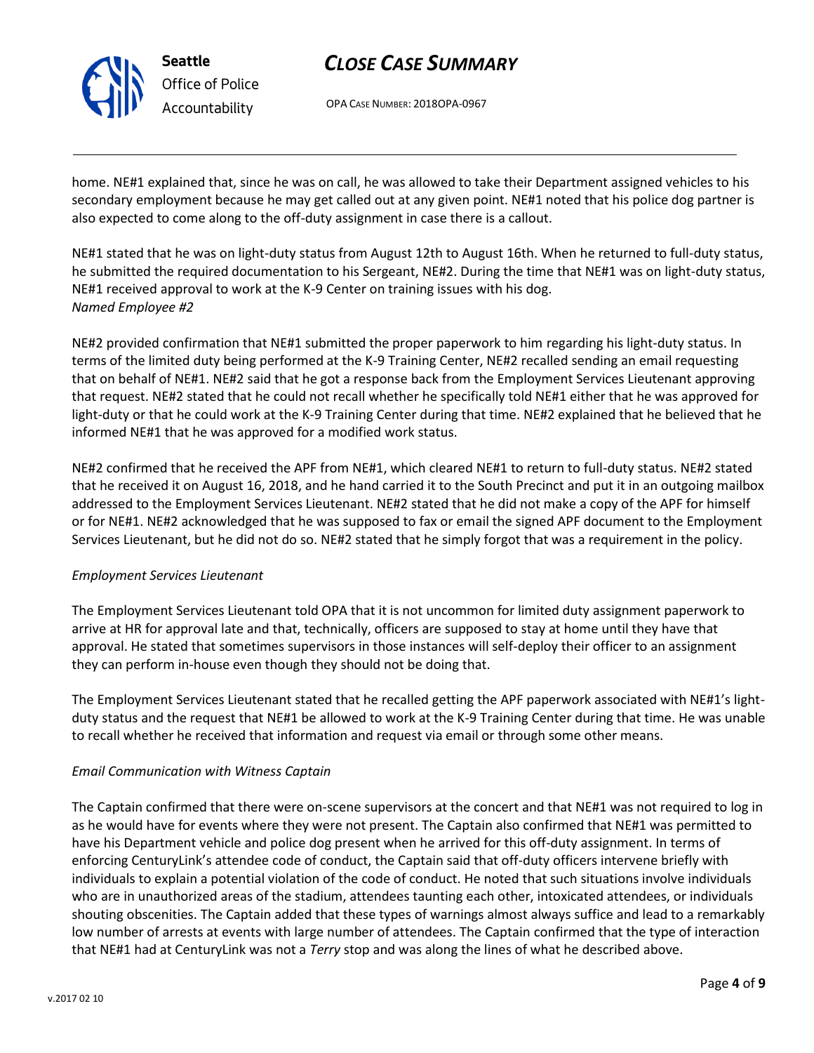home. NE#1 explained that, since he was on call, he was allowed to take their Department assigned vehicles to his secondary employment because he may get called out at any given point. NE#1 noted that his police dog partner is also expected to come along to the off-duty assignment in case there is a callout.

NE#1 stated that he was on light-duty status from August 12th to August 16th. When he returned to full-duty status, he submitted the required documentation to his Sergeant, NE#2. During the time that NE#1 was on light-duty status, NE#1 received approval to work at the K-9 Center on training issues with his dog.

*Named Employee #2*

NE#2 provided confirmation that NE#1 submitted the proper paperwork to him regarding his light-duty status. In terms of the limited duty being performed at the K-9 Training Center, NE#2 recalled sending an email requesting that on behalf of NE#1. NE#2 said that he got a response back from the Employment Services Lieutenant approving that request. NE#2 stated that he could not recall whether he specifically told NE#1 either that he was approved for light-duty or that he could work at the K-9 Training Center during that time. NE#2 explained that he believed that he informed NE#1 that he was approved for a modified work status.

NE#2 confirmed that he received the APF from NE#1, which cleared NE#1 to return to full-duty status. NE#2 stated that he received it on August 16, 2018, and he hand carried it to the South Precinct and put it in an outgoing mailbox addressed to the Employment Services Lieutenant. NE#2 stated that he did not make a copy of the APF for himself or for NE#1. NE#2 acknowledged that he was supposed to fax or email the signed APF document to the Employment Services Lieutenant, but he did not do so. NE#2 stated that he simply forgot that was a requirement in the policy.

*Employment Services Lieutenant*

The Employment Services Lieutenant told OPA that it is not uncommon for limited duty assignment paperwork to arrive at HR for approval late and that, technically, officers are supposed to stay at home until they have that approval. He stated that sometimes supervisors in those instances will self-deploy their officer to an assignment they can perform in-house even though they should not be doing that.

The Employment Services Lieutenant stated that he recalled getting the APF paperwork associated with NE#1's light-duty status and the request that NE#1 be allowed to work at the K-9 Training Center during that time. He was unable to recall whether he received that information and request via email or through some other means.

*Email Communication with Witness Captain*

The Captain confirmed that there were on-scene supervisors at the concert and that NE#1 was not required to log in as he would have for events where they were not present. The Captain also confirmed that NE#1 was permitted to have his Department vehicle and police dog present when he arrived for this off-duty assignment. In terms of enforcing CenturyLink's attendee code of conduct, the Captain said that off-duty officers intervene briefly with individuals to explain a potential violation of the code of conduct. He noted that such situations involve individuals who are in unauthorized areas of the stadium, attendees taunting each other, intoxicated attendees, or individuals shouting obscenities. The Captain added that these types of warnings almost always suffice and lead to a remarkably low number of arrests at events with large number of attendees. The Captain confirmed that the type of interaction that NE#1 had at CenturyLink was not a *Terry* stop and was along the lines of what he described above.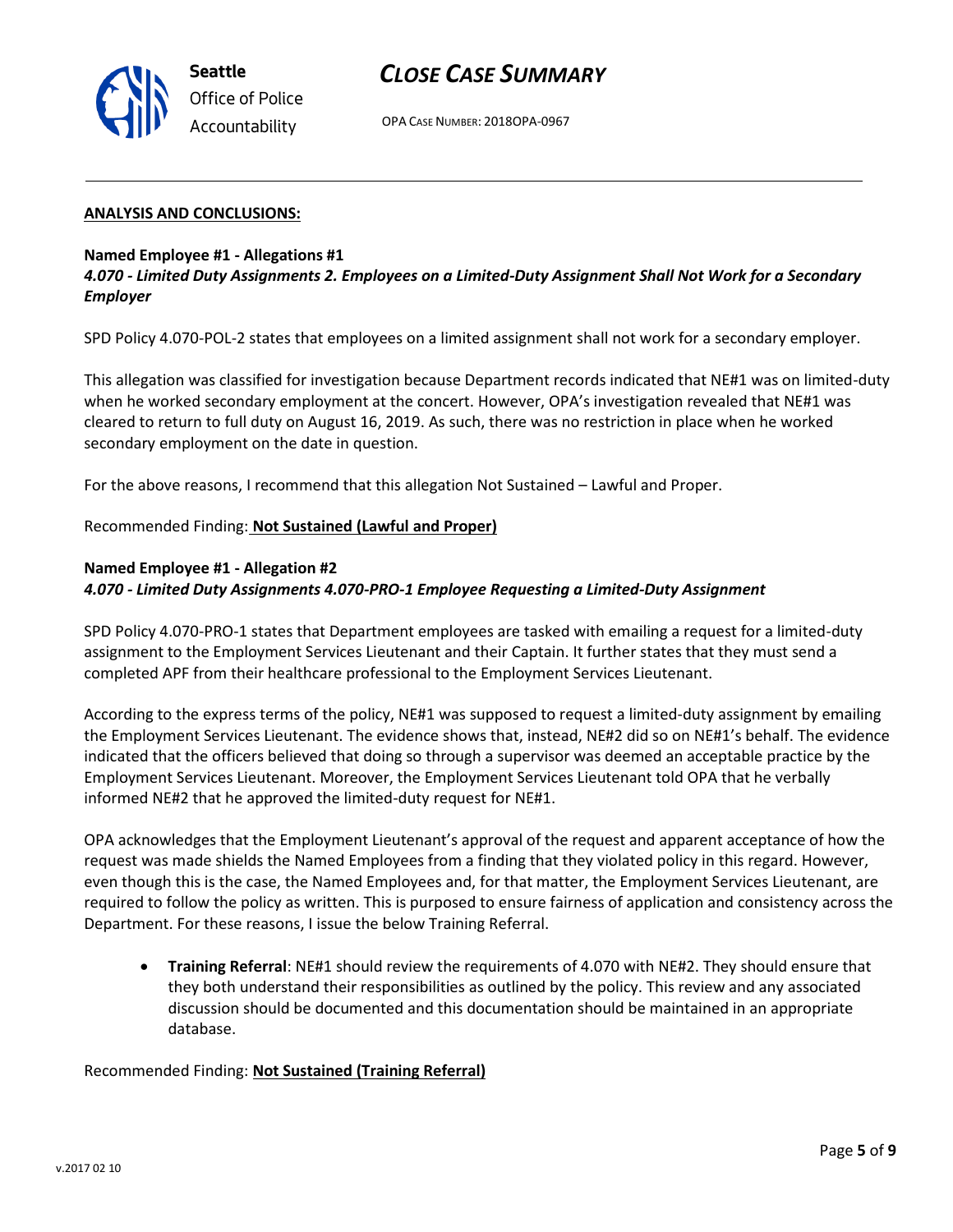## ANALYSIS AND CONCLUSIONS:

**Named Employee #1 - Allegations #1**
***4.070 - Limited Duty Assignments 2. Employees on a Limited-Duty Assignment Shall Not Work for a Secondary Employer***

SPD Policy 4.070-POL-2 states that employees on a limited assignment shall not work for a secondary employer.

This allegation was classified for investigation because Department records indicated that NE#1 was on limited-duty when he worked secondary employment at the concert. However, OPA's investigation revealed that NE#1 was cleared to return to full duty on August 16, 2019. As such, there was no restriction in place when he worked secondary employment on the date in question.

For the above reasons, I recommend that this allegation Not Sustained – Lawful and Proper.

Recommended Finding: **Not Sustained (Lawful and Proper)**

**Named Employee #1 - Allegation #2**
***4.070 - Limited Duty Assignments 4.070-PRO-1 Employee Requesting a Limited-Duty Assignment***

SPD Policy 4.070-PRO-1 states that Department employees are tasked with emailing a request for a limited-duty assignment to the Employment Services Lieutenant and their Captain. It further states that they must send a completed APF from their healthcare professional to the Employment Services Lieutenant.

According to the express terms of the policy, NE#1 was supposed to request a limited-duty assignment by emailing the Employment Services Lieutenant. The evidence shows that, instead, NE#2 did so on NE#1's behalf. The evidence indicated that the officers believed that doing so through a supervisor was deemed an acceptable practice by the Employment Services Lieutenant. Moreover, the Employment Services Lieutenant told OPA that he verbally informed NE#2 that he approved the limited-duty request for NE#1.

OPA acknowledges that the Employment Lieutenant's approval of the request and apparent acceptance of how the request was made shields the Named Employees from a finding that they violated policy in this regard. However, even though this is the case, the Named Employees and, for that matter, the Employment Services Lieutenant, are required to follow the policy as written. This is purposed to ensure fairness of application and consistency across the Department. For these reasons, I issue the below Training Referral.

- **Training Referral**: NE#1 should review the requirements of 4.070 with NE#2. They should ensure that they both understand their responsibilities as outlined by the policy. This review and any associated discussion should be documented and this documentation should be maintained in an appropriate database.

Recommended Finding: **Not Sustained (Training Referral)**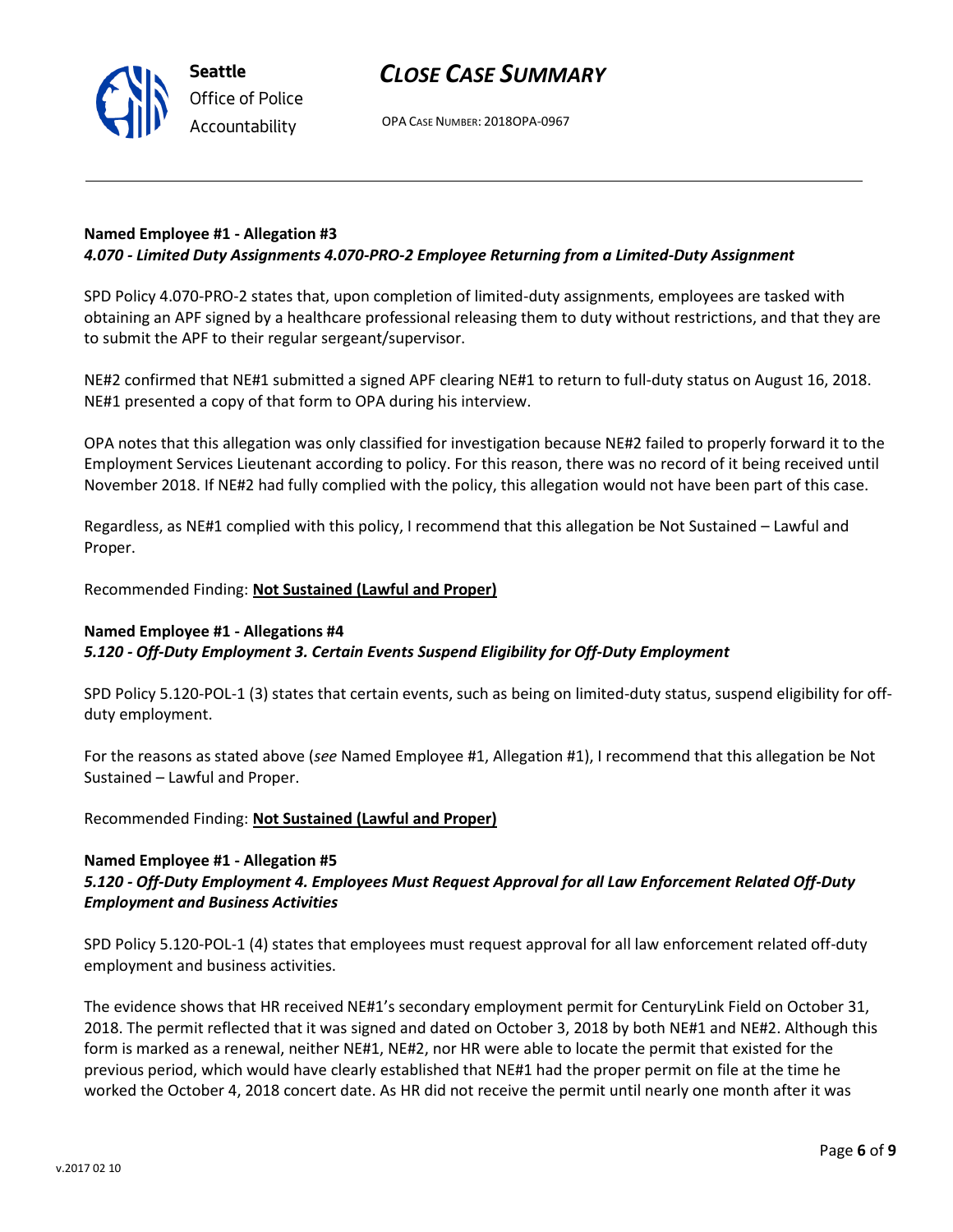**Named Employee #1 - Allegation #3**
***4.070 - Limited Duty Assignments 4.070-PRO-2 Employee Returning from a Limited-Duty Assignment***

SPD Policy 4.070-PRO-2 states that, upon completion of limited-duty assignments, employees are tasked with obtaining an APF signed by a healthcare professional releasing them to duty without restrictions, and that they are to submit the APF to their regular sergeant/supervisor.

NE#2 confirmed that NE#1 submitted a signed APF clearing NE#1 to return to full-duty status on August 16, 2018. NE#1 presented a copy of that form to OPA during his interview.

OPA notes that this allegation was only classified for investigation because NE#2 failed to properly forward it to the Employment Services Lieutenant according to policy. For this reason, there was no record of it being received until November 2018. If NE#2 had fully complied with the policy, this allegation would not have been part of this case.

Regardless, as NE#1 complied with this policy, I recommend that this allegation be Not Sustained – Lawful and Proper.

Recommended Finding: **Not Sustained (Lawful and Proper)**

**Named Employee #1 - Allegations #4**
***5.120 - Off-Duty Employment 3. Certain Events Suspend Eligibility for Off-Duty Employment***

SPD Policy 5.120-POL-1 (3) states that certain events, such as being on limited-duty status, suspend eligibility for off-duty employment.

For the reasons as stated above (*see* Named Employee #1, Allegation #1), I recommend that this allegation be Not Sustained – Lawful and Proper.

Recommended Finding: **Not Sustained (Lawful and Proper)**

**Named Employee #1 - Allegation #5**
***5.120 - Off-Duty Employment 4. Employees Must Request Approval for all Law Enforcement Related Off-Duty Employment and Business Activities***

SPD Policy 5.120-POL-1 (4) states that employees must request approval for all law enforcement related off-duty employment and business activities.

The evidence shows that HR received NE#1's secondary employment permit for CenturyLink Field on October 31, 2018. The permit reflected that it was signed and dated on October 3, 2018 by both NE#1 and NE#2. Although this form is marked as a renewal, neither NE#1, NE#2, nor HR were able to locate the permit that existed for the previous period, which would have clearly established that NE#1 had the proper permit on file at the time he worked the October 4, 2018 concert date. As HR did not receive the permit until nearly one month after it was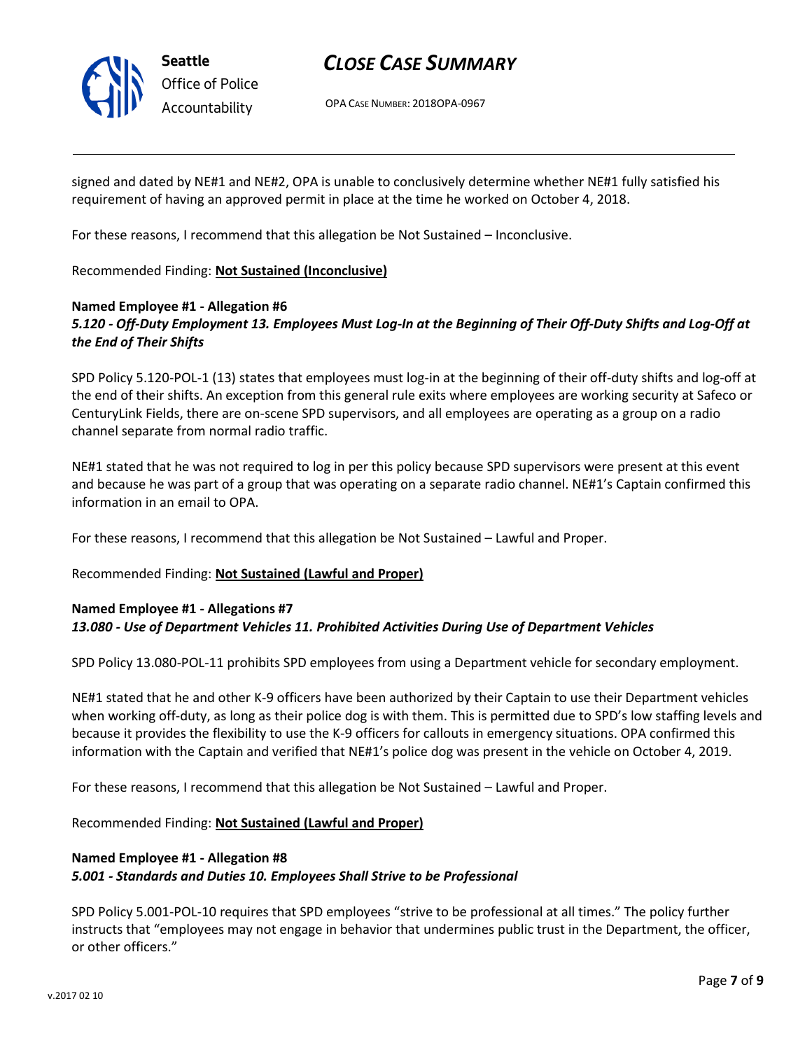signed and dated by NE#1 and NE#2, OPA is unable to conclusively determine whether NE#1 fully satisfied his requirement of having an approved permit in place at the time he worked on October 4, 2018.

For these reasons, I recommend that this allegation be Not Sustained – Inconclusive.

Recommended Finding: **Not Sustained (Inconclusive)**

**Named Employee #1 - Allegation #6**
***5.120 - Off-Duty Employment 13. Employees Must Log-In at the Beginning of Their Off-Duty Shifts and Log-Off at the End of Their Shifts***

SPD Policy 5.120-POL-1 (13) states that employees must log-in at the beginning of their off-duty shifts and log-off at the end of their shifts. An exception from this general rule exits where employees are working security at Safeco or CenturyLink Fields, there are on-scene SPD supervisors, and all employees are operating as a group on a radio channel separate from normal radio traffic.

NE#1 stated that he was not required to log in per this policy because SPD supervisors were present at this event and because he was part of a group that was operating on a separate radio channel. NE#1's Captain confirmed this information in an email to OPA.

For these reasons, I recommend that this allegation be Not Sustained – Lawful and Proper.

Recommended Finding: **Not Sustained (Lawful and Proper)**

**Named Employee #1 - Allegations #7**
***13.080 - Use of Department Vehicles 11. Prohibited Activities During Use of Department Vehicles***

SPD Policy 13.080-POL-11 prohibits SPD employees from using a Department vehicle for secondary employment.

NE#1 stated that he and other K-9 officers have been authorized by their Captain to use their Department vehicles when working off-duty, as long as their police dog is with them. This is permitted due to SPD's low staffing levels and because it provides the flexibility to use the K-9 officers for callouts in emergency situations. OPA confirmed this information with the Captain and verified that NE#1's police dog was present in the vehicle on October 4, 2019.

For these reasons, I recommend that this allegation be Not Sustained – Lawful and Proper.

Recommended Finding: **Not Sustained (Lawful and Proper)**

**Named Employee #1 - Allegation #8**
***5.001 - Standards and Duties 10. Employees Shall Strive to be Professional***

SPD Policy 5.001-POL-10 requires that SPD employees "strive to be professional at all times." The policy further instructs that "employees may not engage in behavior that undermines public trust in the Department, the officer, or other officers."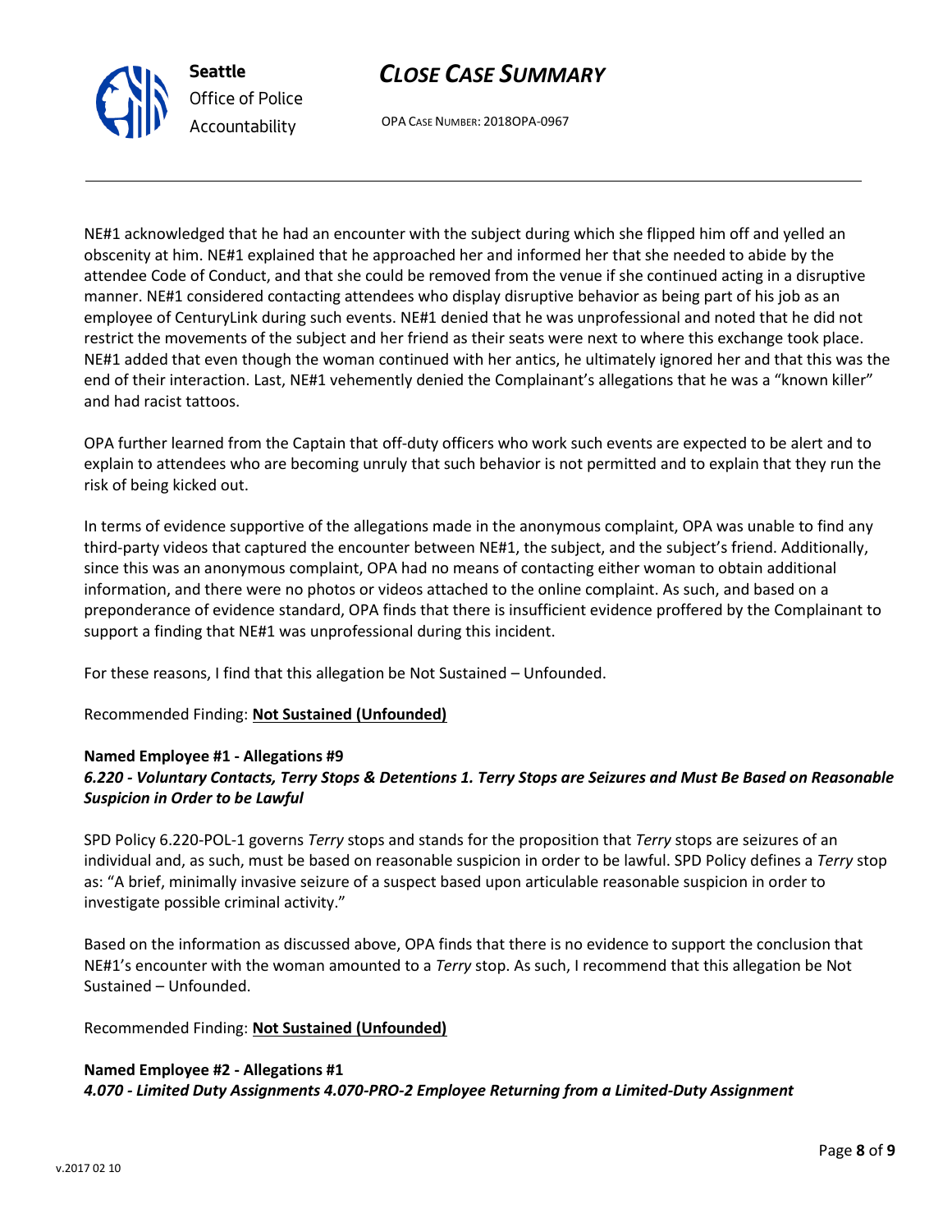NE#1 acknowledged that he had an encounter with the subject during which she flipped him off and yelled an obscenity at him. NE#1 explained that he approached her and informed her that she needed to abide by the attendee Code of Conduct, and that she could be removed from the venue if she continued acting in a disruptive manner. NE#1 considered contacting attendees who display disruptive behavior as being part of his job as an employee of CenturyLink during such events. NE#1 denied that he was unprofessional and noted that he did not restrict the movements of the subject and her friend as their seats were next to where this exchange took place. NE#1 added that even though the woman continued with her antics, he ultimately ignored her and that this was the end of their interaction. Last, NE#1 vehemently denied the Complainant's allegations that he was a "known killer" and had racist tattoos.

OPA further learned from the Captain that off-duty officers who work such events are expected to be alert and to explain to attendees who are becoming unruly that such behavior is not permitted and to explain that they run the risk of being kicked out.

In terms of evidence supportive of the allegations made in the anonymous complaint, OPA was unable to find any third-party videos that captured the encounter between NE#1, the subject, and the subject's friend. Additionally, since this was an anonymous complaint, OPA had no means of contacting either woman to obtain additional information, and there were no photos or videos attached to the online complaint. As such, and based on a preponderance of evidence standard, OPA finds that there is insufficient evidence proffered by the Complainant to support a finding that NE#1 was unprofessional during this incident.

For these reasons, I find that this allegation be Not Sustained – Unfounded.

Recommended Finding: **Not Sustained (Unfounded)**

**Named Employee #1 - Allegations #9**
***6.220 - Voluntary Contacts, Terry Stops & Detentions 1. Terry Stops are Seizures and Must Be Based on Reasonable Suspicion in Order to be Lawful***

SPD Policy 6.220-POL-1 governs *Terry* stops and stands for the proposition that *Terry* stops are seizures of an individual and, as such, must be based on reasonable suspicion in order to be lawful. SPD Policy defines a *Terry* stop as: "A brief, minimally invasive seizure of a suspect based upon articulable reasonable suspicion in order to investigate possible criminal activity."

Based on the information as discussed above, OPA finds that there is no evidence to support the conclusion that NE#1's encounter with the woman amounted to a *Terry* stop. As such, I recommend that this allegation be Not Sustained – Unfounded.

Recommended Finding: **Not Sustained (Unfounded)**

**Named Employee #2 - Allegations #1**
***4.070 - Limited Duty Assignments 4.070-PRO-2 Employee Returning from a Limited-Duty Assignment***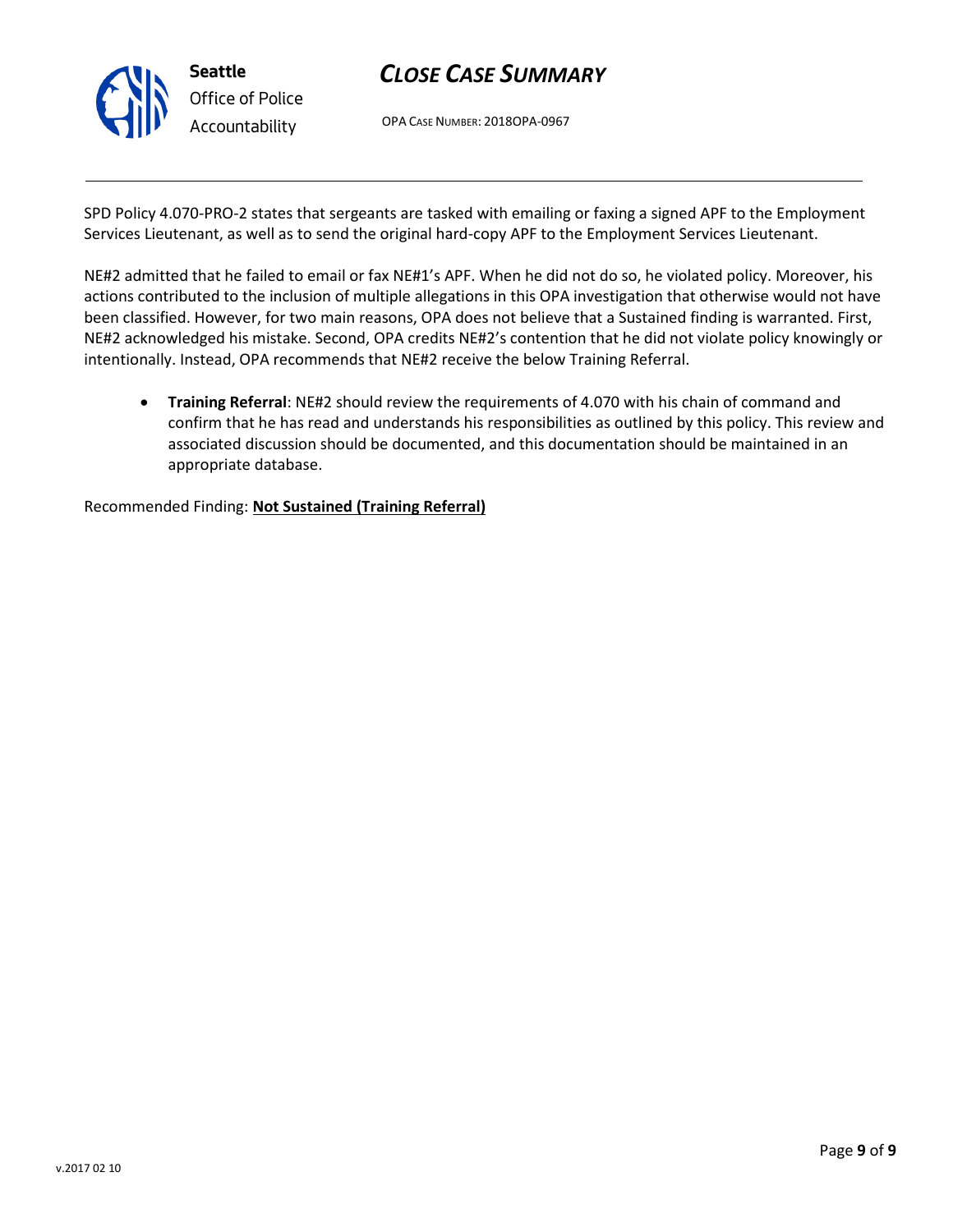SPD Policy 4.070-PRO-2 states that sergeants are tasked with emailing or faxing a signed APF to the Employment Services Lieutenant, as well as to send the original hard-copy APF to the Employment Services Lieutenant.

NE#2 admitted that he failed to email or fax NE#1's APF. When he did not do so, he violated policy. Moreover, his actions contributed to the inclusion of multiple allegations in this OPA investigation that otherwise would not have been classified. However, for two main reasons, OPA does not believe that a Sustained finding is warranted. First, NE#2 acknowledged his mistake. Second, OPA credits NE#2's contention that he did not violate policy knowingly or intentionally. Instead, OPA recommends that NE#2 receive the below Training Referral.

- **Training Referral**: NE#2 should review the requirements of 4.070 with his chain of command and confirm that he has read and understands his responsibilities as outlined by this policy. This review and associated discussion should be documented, and this documentation should be maintained in an appropriate database.

Recommended Finding: **<u>Not Sustained (Training Referral)</u>**